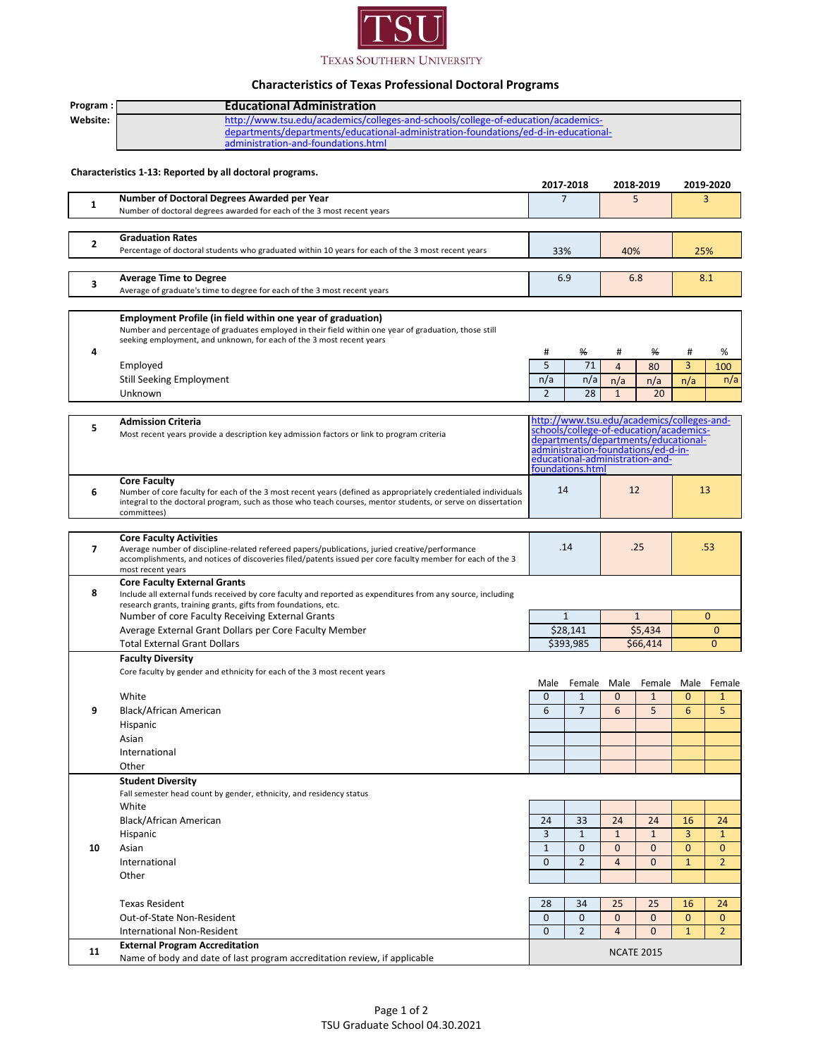TSU
TEXAS SOUTHERN UNIVERSITY

# Characteristics of Texas Professional Doctoral Programs

**Program :** Educational Administration

**Website:** http://www.tsu.edu/academics/colleges-and-schools/college-of-education/academics-departments/departments/educational-administration-foundations/ed-d-in-educational-administration-and-foundations.html

**Characteristics 1-13: Reported by all doctoral programs.**

| # | Characteristic | 2017-2018 | | 2018-2019 | | 2019-2020 | |
|---|---|---|---|---|---|---|---|
| 1 | **Number of Doctoral Degrees Awarded per Year**<br>Number of doctoral degrees awarded for each of the 3 most recent years | 7 | | 5 | | 3 | |
| 2 | **Graduation Rates**<br>Percentage of doctoral students who graduated within 10 years for each of the 3 most recent years | 33% | | 40% | | 25% | |
| 3 | **Average Time to Degree**<br>Average of graduate's time to degree for each of the 3 most recent years | 6.9 | | 6.8 | | 8.1 | |
| 4 | **Employment Profile (in field within one year of graduation)**<br>Number and percentage of graduates employed in their field within one year of graduation, those still seeking employment, and unknown, for each of the 3 most recent years | # | % | # | % | # | % |
| | Employed | 5 | 71 | 4 | 80 | 3 | 100 |
| | Still Seeking Employment | n/a | n/a | n/a | n/a | n/a | n/a |
| | Unknown | 2 | 28 | 1 | 20 | | |
| 5 | **Admission Criteria**<br>Most recent years provide a description key admission factors or link to program criteria | http://www.tsu.edu/academics/colleges-and-schools/college-of-education/academics-departments/departments/educational-administration-foundations/ed-d-in-educational-administration-and-foundations.html | | | | | |
| 6 | **Core Faculty**<br>Number of core faculty for each of the 3 most recent years (defined as appropriately credentialed individuals integral to the doctoral program, such as those who teach courses, mentor students, or serve on dissertation committees) | 14 | | 12 | | 13 | |
| 7 | **Core Faculty Activities**<br>Average number of discipline-related refereed papers/publications, juried creative/performance accomplishments, and notices of discoveries filed/patents issued per core faculty member for each of the 3 most recent years | .14 | | .25 | | .53 | |
| 8 | **Core Faculty External Grants**<br>Include all external funds received by core faculty and reported as expenditures from any source, including research grants, training grants, gifts from foundations, etc. | | | | | | |
| | Number of core Faculty Receiving External Grants | 1 | | 1 | | 0 | |
| | Average External Grant Dollars per Core Faculty Member | $28,141 | | $5,434 | | 0 | |
| | Total External Grant Dollars | $393,985 | | $66,414 | | 0 | |
| 9 | **Faculty Diversity**<br>Core faculty by gender and ethnicity for each of the 3 most recent years | Male | Female | Male | Female | Male | Female |
| | White | 0 | 1 | 0 | 1 | 0 | 1 |
| | Black/African American | 6 | 7 | 6 | 5 | 6 | 5 |
| | Hispanic | | | | | | |
| | Asian | | | | | | |
| | International | | | | | | |
| | Other | | | | | | |
| 10 | **Student Diversity**<br>Fall semester head count by gender, ethnicity, and residency status | | | | | | |
| | White | | | | | | |
| | Black/African American | 24 | 33 | 24 | 24 | 16 | 24 |
| | Hispanic | 3 | 1 | 1 | 1 | 3 | 1 |
| | Asian | 1 | 0 | 0 | 0 | 0 | 0 |
| | International | 0 | 2 | 4 | 0 | 1 | 2 |
| | Other | | | | | | |
| | Texas Resident | 28 | 34 | 25 | 25 | 16 | 24 |
| | Out-of-State Non-Resident | 0 | 0 | 0 | 0 | 0 | 0 |
| | International Non-Resident | 0 | 2 | 4 | 0 | 1 | 2 |
| 11 | **External Program Accreditation**<br>Name of body and date of last program accreditation review, if applicable | NCATE 2015 | | | | | |

TSU Graduate School 04.30.2021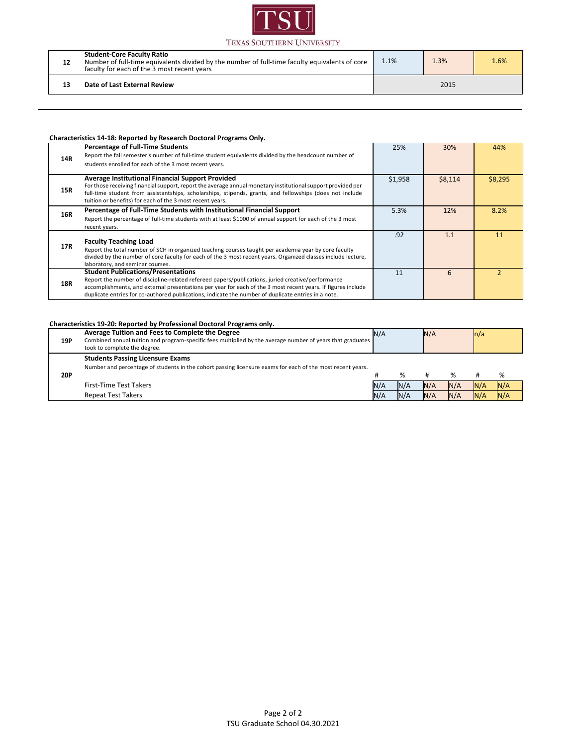TEXAS SOUTHERN UNIVERSITY

| | | | | |
|---|---|---|---|---|
| 12 | **Student-Core Faculty Ratio**<br>Number of full-time equivalents divided by the number of full-time faculty equivalents of core faculty for each of the 3 most recent years | 1.1% | 1.3% | 1.6% |
| 13 | **Date of Last External Review** | 2015 | | |

### Characteristics 14-18: Reported by Research Doctoral Programs Only.

| | | | | |
|---|---|---|---|---|
| 14R | **Percentage of Full-Time Students**<br>Report the fall semester's number of full-time student equivalents divided by the headcount number of students enrolled for each of the 3 most recent years. | 25% | 30% | 44% |
| 15R | **Average Institutional Financial Support Provided**<br>For those receiving financial support, report the average annual monetary institutional support provided per full-time student from assistantships, scholarships, stipends, grants, and fellowships (does not include tuition or benefits) for each of the 3 most recent years. | $1,958 | $8,114 | $8,295 |
| 16R | **Percentage of Full-Time Students with Institutional Financial Support**<br>Report the percentage of full-time students with at least $1000 of annual support for each of the 3 most recent years. | 5.3% | 12% | 8.2% |
| 17R | **Faculty Teaching Load**<br>Report the total number of SCH in organized teaching courses taught per academia year by core faculty divided by the number of core faculty for each of the 3 most recent years. Organized classes include lecture, laboratory, and seminar courses. | .92 | 1.1 | 11 |
| 18R | **Student Publications/Presentations**<br>Report the number of discipline-related refereed papers/publications, juried creative/performance accomplishments, and external presentations per year for each of the 3 most recent years. If figures include duplicate entries for co-authored publications, indicate the number of duplicate entries in a note. | 11 | 6 | 2 |

### Characteristics 19-20: Reported by Professional Doctoral Programs only.

| | | | | | | | |
|---|---|---|---|---|---|---|---|
| 19P | **Average Tuition and Fees to Complete the Degree**<br>Combined annual tuition and program-specific fees multiplied by the average number of years that graduates took to complete the degree. | N/A | | N/A | | n/a | |
| 20P | **Students Passing Licensure Exams**<br>Number and percentage of students in the cohort passing licensure exams for each of the most recent years. | # | % | # | % | # | % |
| | First-Time Test Takers | N/A | N/A | N/A | N/A | N/A | N/A |
| | Repeat Test Takers | N/A | N/A | N/A | N/A | N/A | N/A |

TSU Graduate School 04.30.2021